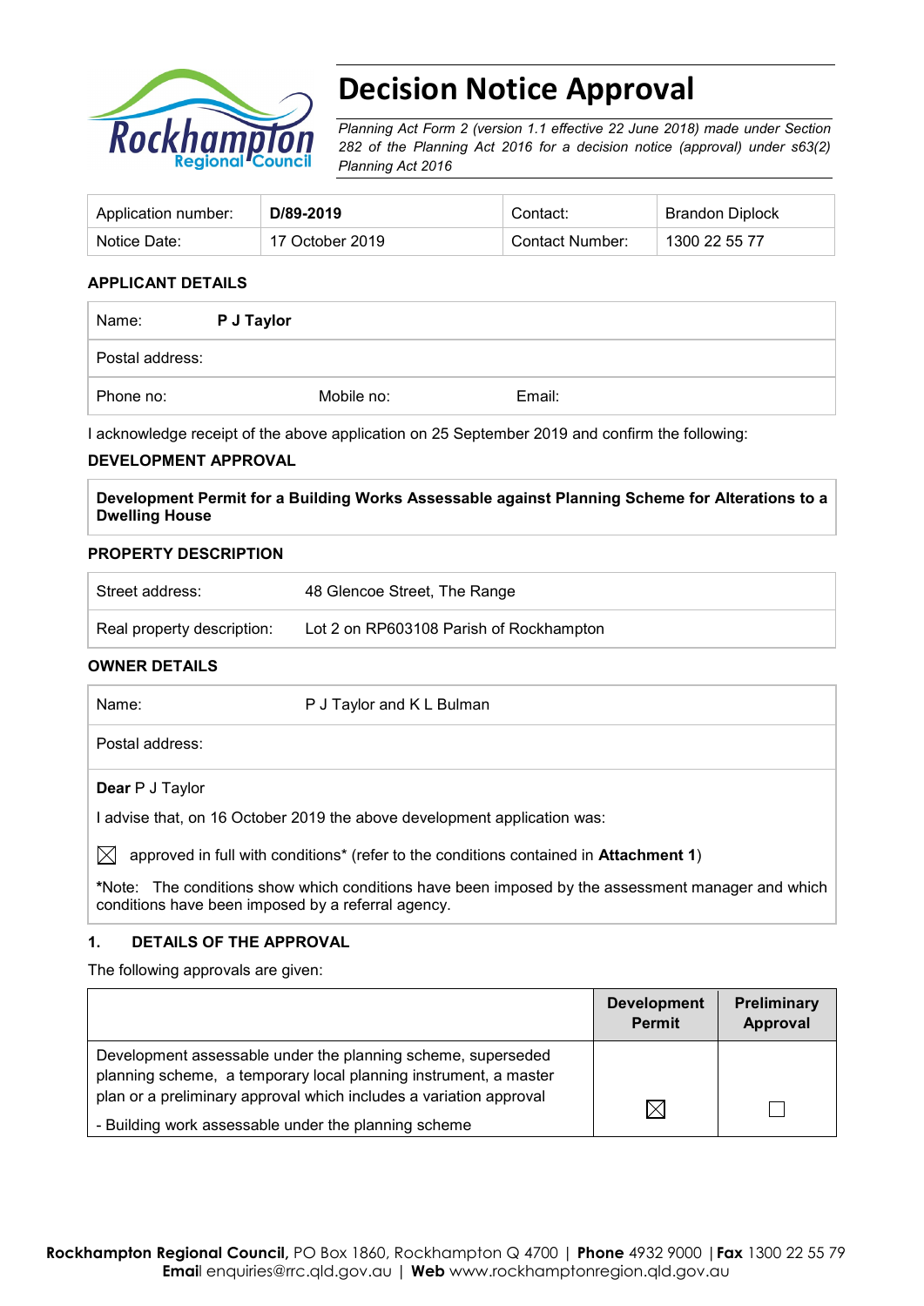# Decision Notice Approval

*Planning Act Form 2 (version 1.1 effective 22 June 2018) made under Section 282 of the Planning Act 2016 for a decision notice (approval) under s63(2) Planning Act 2016*

| Application number: | **D/89-2019** | Contact: | Brandon Diplock |
|---|---|---|---|
| Notice Date: | 17 October 2019 | Contact Number: | 1300 22 55 77 |

## APPLICANT DETAILS

| Name: | **P J Taylor** | |
|---|---|---|
| Postal address: | | |
| Phone no: | Mobile no: | Email: |

I acknowledge receipt of the above application on 25 September 2019 and confirm the following:

## DEVELOPMENT APPROVAL

**Development Permit for a Building Works Assessable against Planning Scheme for Alterations to a Dwelling House**

## PROPERTY DESCRIPTION

| Street address: | 48 Glencoe Street, The Range |
|---|---|
| Real property description: | Lot 2 on RP603108 Parish of Rockhampton |

## OWNER DETAILS

| Name: | P J Taylor and K L Bulman |
|---|---|
| Postal address: | |

**Dear** P J Taylor

I advise that, on 16 October 2019 the above development application was:

☒ approved in full with conditions* (refer to the conditions contained in **Attachment 1**)

***Note:** The conditions show which conditions have been imposed by the assessment manager and which conditions have been imposed by a referral agency.

## 1. DETAILS OF THE APPROVAL

The following approvals are given:

| | **Development Permit** | **Preliminary Approval** |
|---|---|---|
| Development assessable under the planning scheme, superseded planning scheme, a temporary local planning instrument, a master plan or a preliminary approval which includes a variation approval<br>- Building work assessable under the planning scheme | ☒ | ☐ |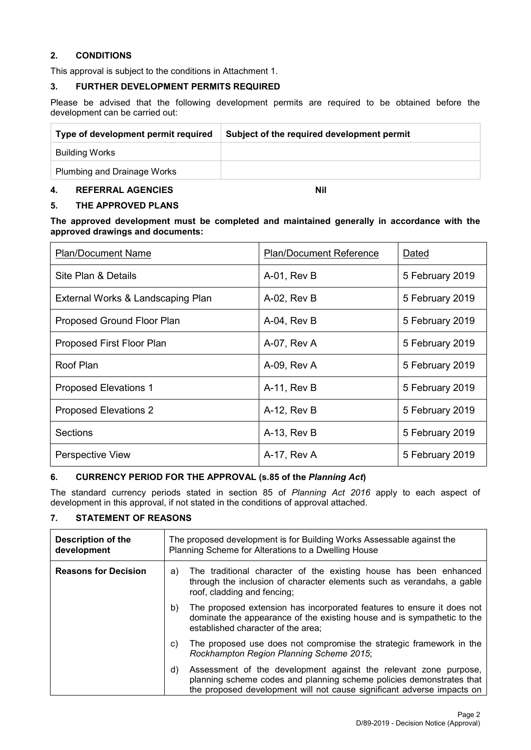## 2. CONDITIONS

This approval is subject to the conditions in Attachment 1.

## 3. FURTHER DEVELOPMENT PERMITS REQUIRED

Please be advised that the following development permits are required to be obtained before the development can be carried out:

| Type of development permit required | Subject of the required development permit |
|---|---|
| Building Works | |
| Plumbing and Drainage Works | |

## 4. REFERRAL AGENCIES Nil

## 5. THE APPROVED PLANS

**The approved development must be completed and maintained generally in accordance with the approved drawings and documents:**

| Plan/Document Name | Plan/Document Reference | Dated |
|---|---|---|
| Site Plan & Details | A-01, Rev B | 5 February 2019 |
| External Works & Landscaping Plan | A-02, Rev B | 5 February 2019 |
| Proposed Ground Floor Plan | A-04, Rev B | 5 February 2019 |
| Proposed First Floor Plan | A-07, Rev A | 5 February 2019 |
| Roof Plan | A-09, Rev A | 5 February 2019 |
| Proposed Elevations 1 | A-11, Rev B | 5 February 2019 |
| Proposed Elevations 2 | A-12, Rev B | 5 February 2019 |
| Sections | A-13, Rev B | 5 February 2019 |
| Perspective View | A-17, Rev A | 5 February 2019 |

## 6. CURRENCY PERIOD FOR THE APPROVAL (s.85 of the *Planning Act*)

The standard currency periods stated in section 85 of *Planning Act 2016* apply to each aspect of development in this approval, if not stated in the conditions of approval attached.

## 7. STATEMENT OF REASONS

| Description of the development | The proposed development is for Building Works Assessable against the Planning Scheme for Alterations to a Dwelling House |
|---|---|
| **Reasons for Decision** | a) The traditional character of the existing house has been enhanced through the inclusion of character elements such as verandahs, a gable roof, cladding and fencing;<br>b) The proposed extension has incorporated features to ensure it does not dominate the appearance of the existing house and is sympathetic to the established character of the area;<br>c) The proposed use does not compromise the strategic framework in the *Rockhampton Region Planning Scheme 2015*;<br>d) Assessment of the development against the relevant zone purpose, planning scheme codes and planning scheme policies demonstrates that the proposed development will not cause significant adverse impacts on |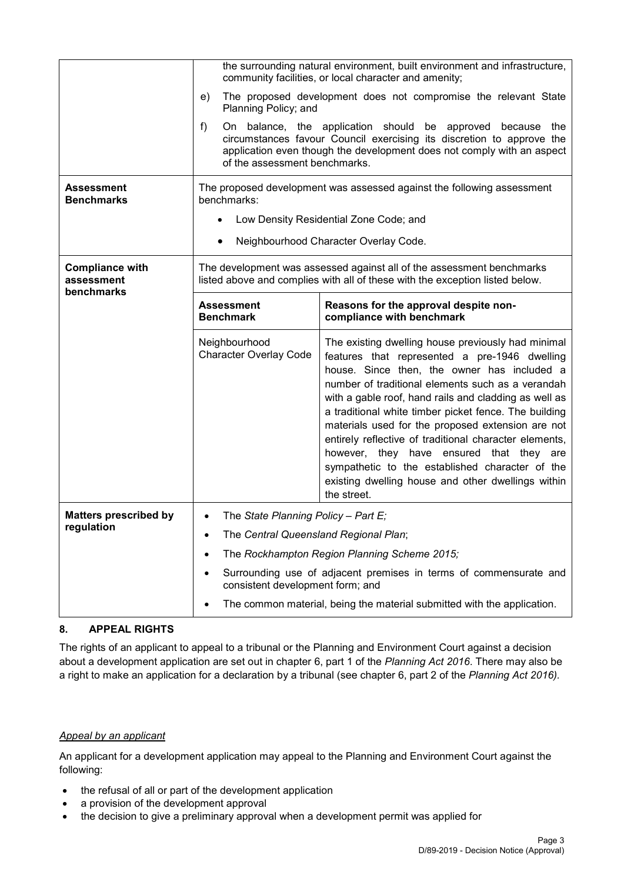| | |
|---|---|
| | the surrounding natural environment, built environment and infrastructure, community facilities, or local character and amenity;<br>e) The proposed development does not compromise the relevant State Planning Policy; and<br>f) On balance, the application should be approved because the circumstances favour Council exercising its discretion to approve the application even though the development does not comply with an aspect of the assessment benchmarks. |
| **Assessment Benchmarks** | The proposed development was assessed against the following assessment benchmarks:<br>• Low Density Residential Zone Code; and<br>• Neighbourhood Character Overlay Code. |
| **Compliance with assessment benchmarks** | The development was assessed against all of the assessment benchmarks listed above and complies with all of these with the exception listed below. |

| **Assessment Benchmark** | **Reasons for the approval despite non-compliance with benchmark** |
|---|---|
| Neighbourhood Character Overlay Code | The existing dwelling house previously had minimal features that represented a pre-1946 dwelling house. Since then, the owner has included a number of traditional elements such as a verandah with a gable roof, hand rails and cladding as well as a traditional white timber picket fence. The building materials used for the proposed extension are not entirely reflective of traditional character elements, however, they have ensured that they are sympathetic to the established character of the existing dwelling house and other dwellings within the street. |

| | |
|---|---|
| **Matters prescribed by regulation** | • The *State Planning Policy – Part E;*<br>• The *Central Queensland Regional Plan*;<br>• The *Rockhampton Region Planning Scheme 2015;*<br>• Surrounding use of adjacent premises in terms of commensurate and consistent development form; and<br>• The common material, being the material submitted with the application. |

## 8. APPEAL RIGHTS

The rights of an applicant to appeal to a tribunal or the Planning and Environment Court against a decision about a development application are set out in chapter 6, part 1 of the *Planning Act 2016*. There may also be a right to make an application for a declaration by a tribunal (see chapter 6, part 2 of the *Planning Act 2016).*

*Appeal by an applicant*

An applicant for a development application may appeal to the Planning and Environment Court against the following:

- the refusal of all or part of the development application
- a provision of the development approval
- the decision to give a preliminary approval when a development permit was applied for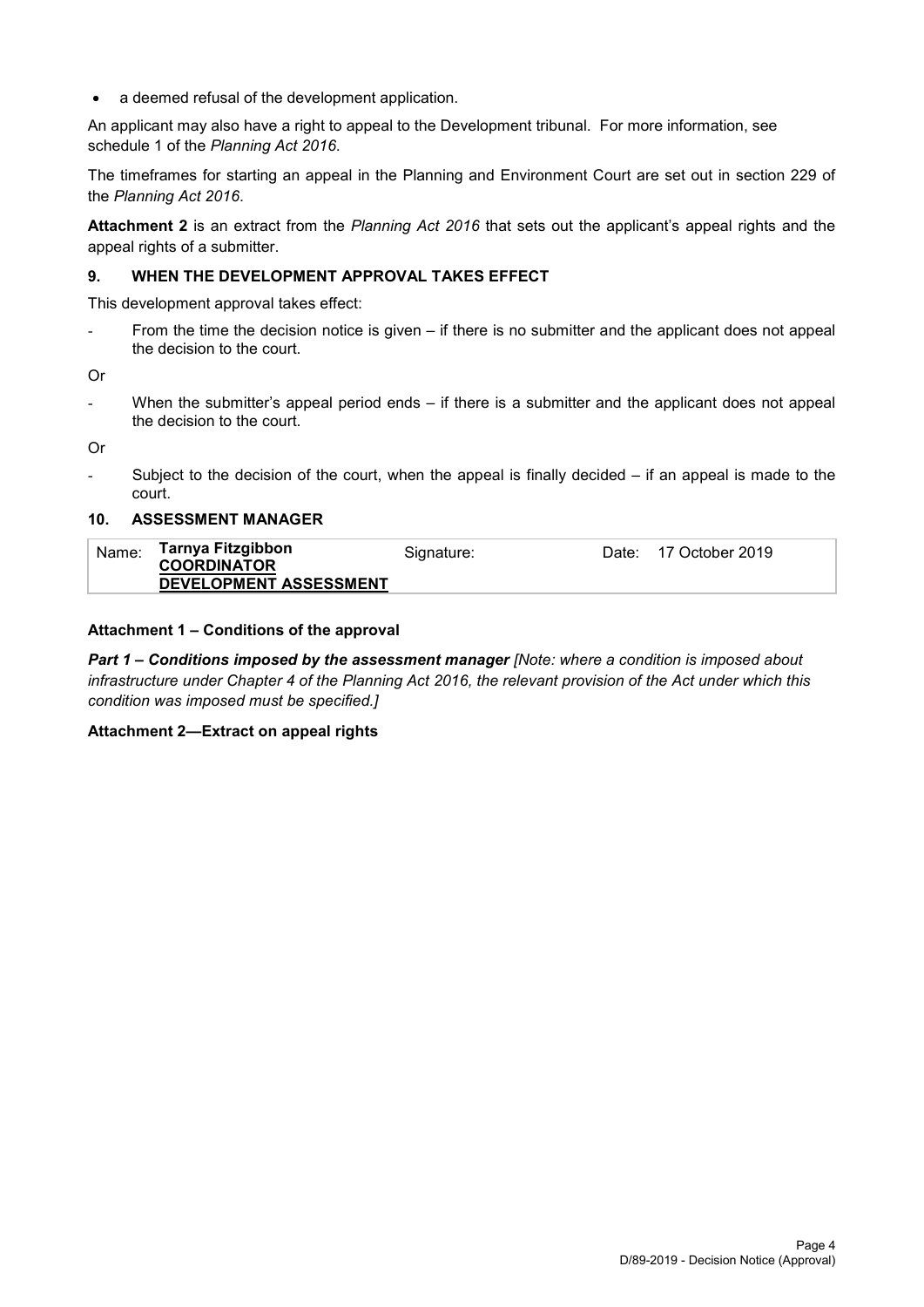- a deemed refusal of the development application.

An applicant may also have a right to appeal to the Development tribunal. For more information, see schedule 1 of the *Planning Act 2016*.

The timeframes for starting an appeal in the Planning and Environment Court are set out in section 229 of the *Planning Act 2016*.

**Attachment 2** is an extract from the *Planning Act 2016* that sets out the applicant's appeal rights and the appeal rights of a submitter.

### 9. WHEN THE DEVELOPMENT APPROVAL TAKES EFFECT

This development approval takes effect:

- From the time the decision notice is given – if there is no submitter and the applicant does not appeal the decision to the court.

Or

- When the submitter's appeal period ends – if there is a submitter and the applicant does not appeal the decision to the court.

Or

- Subject to the decision of the court, when the appeal is finally decided – if an appeal is made to the court.

### 10. ASSESSMENT MANAGER

| Name: | **Tarnya Fitzgibbon** **COORDINATOR DEVELOPMENT ASSESSMENT** | Signature: | | Date: | 17 October 2019 |
|---|---|---|---|---|---|

**Attachment 1 – Conditions of the approval**

***Part 1 – Conditions imposed by the assessment manager*** *[Note: where a condition is imposed about infrastructure under Chapter 4 of the Planning Act 2016, the relevant provision of the Act under which this condition was imposed must be specified.]*

**Attachment 2—Extract on appeal rights**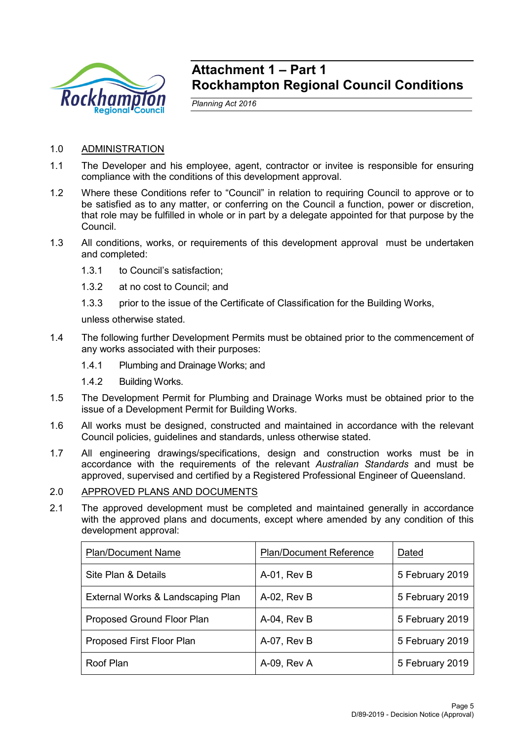# Attachment 1 – Part 1
# Rockhampton Regional Council Conditions

*Planning Act 2016*

1.0 ADMINISTRATION

1.1 The Developer and his employee, agent, contractor or invitee is responsible for ensuring compliance with the conditions of this development approval.

1.2 Where these Conditions refer to "Council" in relation to requiring Council to approve or to be satisfied as to any matter, or conferring on the Council a function, power or discretion, that role may be fulfilled in whole or in part by a delegate appointed for that purpose by the Council.

1.3 All conditions, works, or requirements of this development approval must be undertaken and completed:

1.3.1 to Council's satisfaction;

1.3.2 at no cost to Council; and

1.3.3 prior to the issue of the Certificate of Classification for the Building Works,

unless otherwise stated.

1.4 The following further Development Permits must be obtained prior to the commencement of any works associated with their purposes:

1.4.1 Plumbing and Drainage Works; and

1.4.2 Building Works.

1.5 The Development Permit for Plumbing and Drainage Works must be obtained prior to the issue of a Development Permit for Building Works.

1.6 All works must be designed, constructed and maintained in accordance with the relevant Council policies, guidelines and standards, unless otherwise stated.

1.7 All engineering drawings/specifications, design and construction works must be in accordance with the requirements of the relevant *Australian Standards* and must be approved, supervised and certified by a Registered Professional Engineer of Queensland.

2.0 APPROVED PLANS AND DOCUMENTS

2.1 The approved development must be completed and maintained generally in accordance with the approved plans and documents, except where amended by any condition of this development approval:

| Plan/Document Name | Plan/Document Reference | Dated |
|---|---|---|
| Site Plan & Details | A-01, Rev B | 5 February 2019 |
| External Works & Landscaping Plan | A-02, Rev B | 5 February 2019 |
| Proposed Ground Floor Plan | A-04, Rev B | 5 February 2019 |
| Proposed First Floor Plan | A-07, Rev B | 5 February 2019 |
| Roof Plan | A-09, Rev A | 5 February 2019 |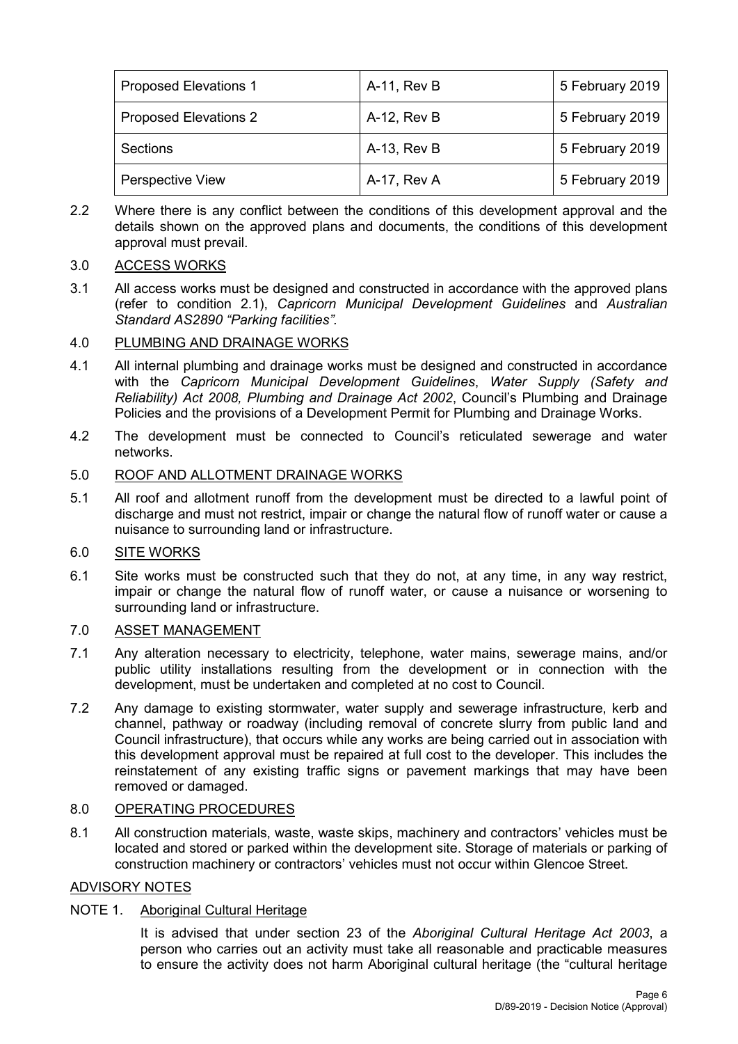| Proposed Elevations 1 | A-11, Rev B | 5 February 2019 |
|---|---|---|
| Proposed Elevations 2 | A-12, Rev B | 5 February 2019 |
| Sections | A-13, Rev B | 5 February 2019 |
| Perspective View | A-17, Rev A | 5 February 2019 |

2.2 Where there is any conflict between the conditions of this development approval and the details shown on the approved plans and documents, the conditions of this development approval must prevail.

3.0 ACCESS WORKS

3.1 All access works must be designed and constructed in accordance with the approved plans (refer to condition 2.1), *Capricorn Municipal Development Guidelines* and *Australian Standard AS2890 "Parking facilities".*

4.0 PLUMBING AND DRAINAGE WORKS

4.1 All internal plumbing and drainage works must be designed and constructed in accordance with the *Capricorn Municipal Development Guidelines*, *Water Supply (Safety and Reliability) Act 2008, Plumbing and Drainage Act 2002*, Council's Plumbing and Drainage Policies and the provisions of a Development Permit for Plumbing and Drainage Works.

4.2 The development must be connected to Council's reticulated sewerage and water networks.

5.0 ROOF AND ALLOTMENT DRAINAGE WORKS

5.1 All roof and allotment runoff from the development must be directed to a lawful point of discharge and must not restrict, impair or change the natural flow of runoff water or cause a nuisance to surrounding land or infrastructure.

6.0 SITE WORKS

6.1 Site works must be constructed such that they do not, at any time, in any way restrict, impair or change the natural flow of runoff water, or cause a nuisance or worsening to surrounding land or infrastructure.

7.0 ASSET MANAGEMENT

7.1 Any alteration necessary to electricity, telephone, water mains, sewerage mains, and/or public utility installations resulting from the development or in connection with the development, must be undertaken and completed at no cost to Council.

7.2 Any damage to existing stormwater, water supply and sewerage infrastructure, kerb and channel, pathway or roadway (including removal of concrete slurry from public land and Council infrastructure), that occurs while any works are being carried out in association with this development approval must be repaired at full cost to the developer. This includes the reinstatement of any existing traffic signs or pavement markings that may have been removed or damaged.

8.0 OPERATING PROCEDURES

8.1 All construction materials, waste, waste skips, machinery and contractors' vehicles must be located and stored or parked within the development site. Storage of materials or parking of construction machinery or contractors' vehicles must not occur within Glencoe Street.

ADVISORY NOTES

NOTE 1. Aboriginal Cultural Heritage

It is advised that under section 23 of the *Aboriginal Cultural Heritage Act 2003*, a person who carries out an activity must take all reasonable and practicable measures to ensure the activity does not harm Aboriginal cultural heritage (the "cultural heritage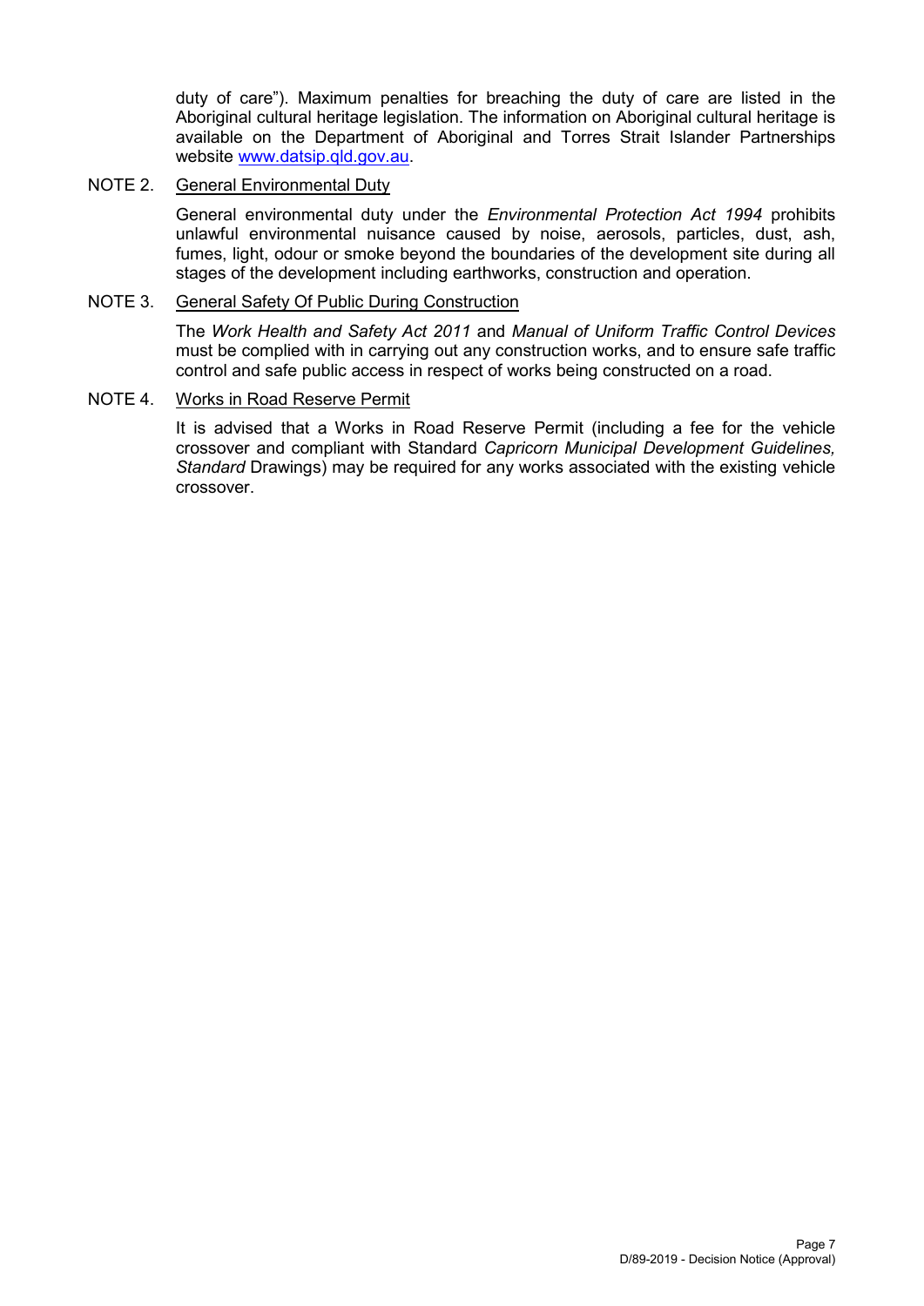duty of care"). Maximum penalties for breaching the duty of care are listed in the Aboriginal cultural heritage legislation. The information on Aboriginal cultural heritage is available on the Department of Aboriginal and Torres Strait Islander Partnerships website [www.datsip.qld.gov.au](http://www.datsip.qld.gov.au).

NOTE 2. General Environmental Duty

General environmental duty under the *Environmental Protection Act 1994* prohibits unlawful environmental nuisance caused by noise, aerosols, particles, dust, ash, fumes, light, odour or smoke beyond the boundaries of the development site during all stages of the development including earthworks, construction and operation.

NOTE 3. General Safety Of Public During Construction

The *Work Health and Safety Act 2011* and *Manual of Uniform Traffic Control Devices* must be complied with in carrying out any construction works, and to ensure safe traffic control and safe public access in respect of works being constructed on a road.

NOTE 4. Works in Road Reserve Permit

It is advised that a Works in Road Reserve Permit (including a fee for the vehicle crossover and compliant with Standard *Capricorn Municipal Development Guidelines, Standard* Drawings) may be required for any works associated with the existing vehicle crossover.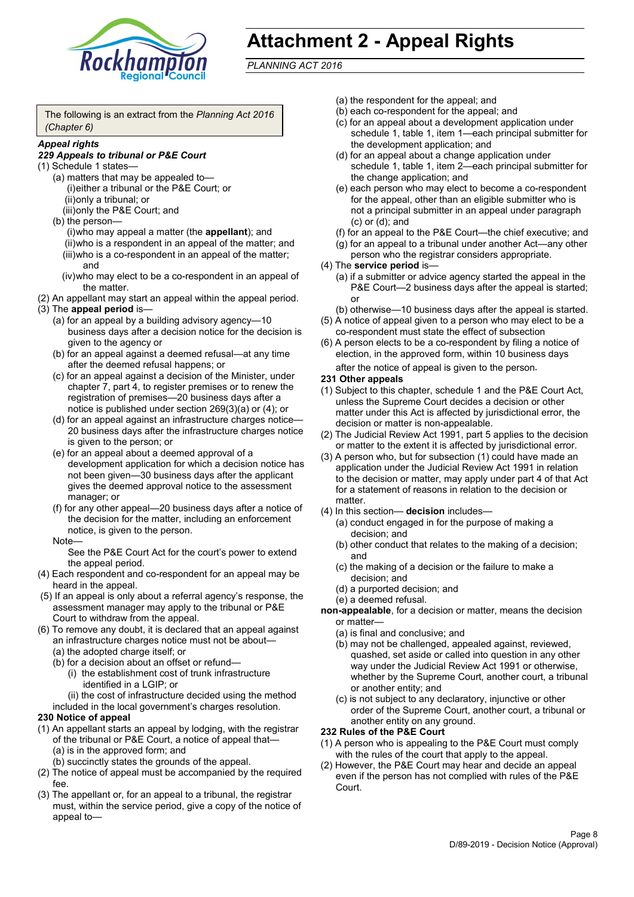# Attachment 2 - Appeal Rights

*PLANNING ACT 2016*

The following is an extract from the *Planning Act 2016 (Chapter 6)*

***Appeal rights***

***229 Appeals to tribunal or P&E Court***

(1) Schedule 1 states—

(a) matters that may be appealed to—

(i) either a tribunal or the P&E Court; or

(ii) only a tribunal; or

(iii) only the P&E Court; and

(b) the person—

(i) who may appeal a matter (the **appellant**); and

(ii) who is a respondent in an appeal of the matter; and

(iii) who is a co-respondent in an appeal of the matter; and

(iv) who may elect to be a co-respondent in an appeal of the matter.

(2) An appellant may start an appeal within the appeal period.

(3) The **appeal period** is—

(a) for an appeal by a building advisory agency—10 business days after a decision notice for the decision is given to the agency or

(b) for an appeal against a deemed refusal—at any time after the deemed refusal happens; or

(c) for an appeal against a decision of the Minister, under chapter 7, part 4, to register premises or to renew the registration of premises—20 business days after a notice is published under section 269(3)(a) or (4); or

(d) for an appeal against an infrastructure charges notice—20 business days after the infrastructure charges notice is given to the person; or

(e) for an appeal about a deemed approval of a development application for which a decision notice has not been given—30 business days after the applicant gives the deemed approval notice to the assessment manager; or

(f) for any other appeal—20 business days after a notice of the decision for the matter, including an enforcement notice, is given to the person.

Note—

See the P&E Court Act for the court's power to extend the appeal period.

(4) Each respondent and co-respondent for an appeal may be heard in the appeal.

(5) If an appeal is only about a referral agency's response, the assessment manager may apply to the tribunal or P&E Court to withdraw from the appeal.

(6) To remove any doubt, it is declared that an appeal against an infrastructure charges notice must not be about—

(a) the adopted charge itself; or

(b) for a decision about an offset or refund—

(i) the establishment cost of trunk infrastructure identified in a LGIP; or

(ii) the cost of infrastructure decided using the method included in the local government's charges resolution.

**230 Notice of appeal**

(1) An appellant starts an appeal by lodging, with the registrar of the tribunal or P&E Court, a notice of appeal that—

(a) is in the approved form; and

(b) succinctly states the grounds of the appeal.

(2) The notice of appeal must be accompanied by the required fee.

(3) The appellant or, for an appeal to a tribunal, the registrar must, within the service period, give a copy of the notice of appeal to—

(a) the respondent for the appeal; and

(b) each co-respondent for the appeal; and

(c) for an appeal about a development application under schedule 1, table 1, item 1—each principal submitter for the development application; and

(d) for an appeal about a change application under schedule 1, table 1, item 2—each principal submitter for the change application; and

(e) each person who may elect to become a co-respondent for the appeal, other than an eligible submitter who is not a principal submitter in an appeal under paragraph (c) or (d); and

(f) for an appeal to the P&E Court—the chief executive; and

(g) for an appeal to a tribunal under another Act—any other person who the registrar considers appropriate.

(4) The **service period** is—

(a) if a submitter or advice agency started the appeal in the P&E Court—2 business days after the appeal is started; or

(b) otherwise—10 business days after the appeal is started.

(5) A notice of appeal given to a person who may elect to be a co-respondent must state the effect of subsection

(6) A person elects to be a co-respondent by filing a notice of election, in the approved form, within 10 business days after the notice of appeal is given to the person.

**231 Other appeals**

(1) Subject to this chapter, schedule 1 and the P&E Court Act, unless the Supreme Court decides a decision or other matter under this Act is affected by jurisdictional error, the decision or matter is non-appealable.

(2) The Judicial Review Act 1991, part 5 applies to the decision or matter to the extent it is affected by jurisdictional error.

(3) A person who, but for subsection (1) could have made an application under the Judicial Review Act 1991 in relation to the decision or matter, may apply under part 4 of that Act for a statement of reasons in relation to the decision or matter.

(4) In this section— **decision** includes—

(a) conduct engaged in for the purpose of making a decision; and

(b) other conduct that relates to the making of a decision; and

(c) the making of a decision or the failure to make a decision; and

(d) a purported decision; and

(e) a deemed refusal.

**non-appealable**, for a decision or matter, means the decision or matter—

(a) is final and conclusive; and

(b) may not be challenged, appealed against, reviewed, quashed, set aside or called into question in any other way under the Judicial Review Act 1991 or otherwise, whether by the Supreme Court, another court, a tribunal or another entity; and

(c) is not subject to any declaratory, injunctive or other order of the Supreme Court, another court, a tribunal or another entity on any ground.

**232 Rules of the P&E Court**

(1) A person who is appealing to the P&E Court must comply with the rules of the court that apply to the appeal.

(2) However, the P&E Court may hear and decide an appeal even if the person has not complied with rules of the P&E Court.

D/89-2019 - Decision Notice (Approval)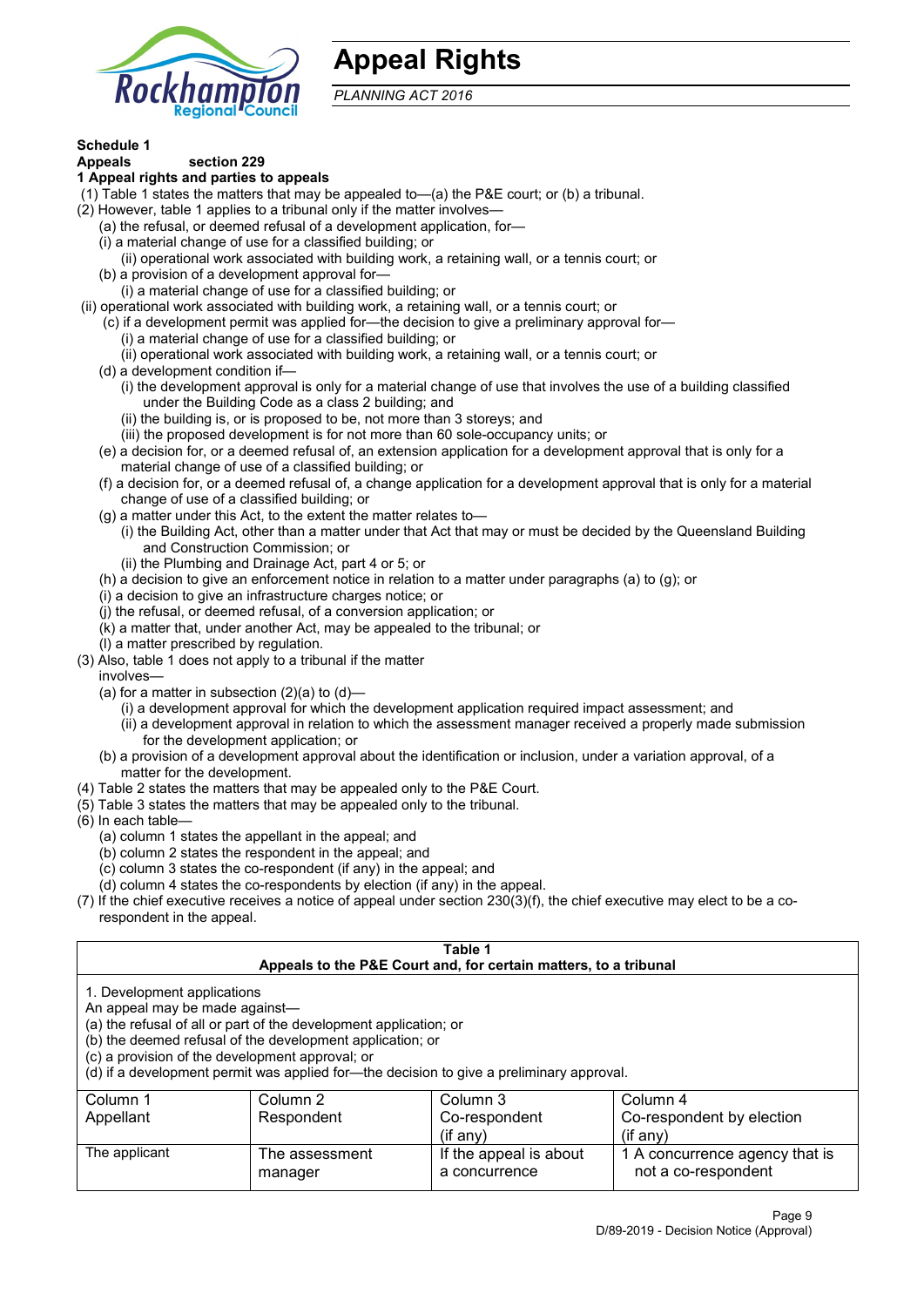# Appeal Rights

*PLANNING ACT 2016*

**Schedule 1**

**Appeals section 229**

**1 Appeal rights and parties to appeals**

(1) Table 1 states the matters that may be appealed to—(a) the P&E court; or (b) a tribunal.

(2) However, table 1 applies to a tribunal only if the matter involves—

(a) the refusal, or deemed refusal of a development application, for—

(i) a material change of use for a classified building; or

(ii) operational work associated with building work, a retaining wall, or a tennis court; or

(b) a provision of a development approval for—

(i) a material change of use for a classified building; or

(ii) operational work associated with building work, a retaining wall, or a tennis court; or

(c) if a development permit was applied for—the decision to give a preliminary approval for—

(i) a material change of use for a classified building; or

(ii) operational work associated with building work, a retaining wall, or a tennis court; or

(d) a development condition if—

(i) the development approval is only for a material change of use that involves the use of a building classified under the Building Code as a class 2 building; and

(ii) the building is, or is proposed to be, not more than 3 storeys; and

(iii) the proposed development is for not more than 60 sole-occupancy units; or

(e) a decision for, or a deemed refusal of, an extension application for a development approval that is only for a material change of use of a classified building; or

(f) a decision for, or a deemed refusal of, a change application for a development approval that is only for a material change of use of a classified building; or

(g) a matter under this Act, to the extent the matter relates to—

(i) the Building Act, other than a matter under that Act that may or must be decided by the Queensland Building and Construction Commission; or

(ii) the Plumbing and Drainage Act, part 4 or 5; or

(h) a decision to give an enforcement notice in relation to a matter under paragraphs (a) to (g); or

(i) a decision to give an infrastructure charges notice; or

(j) the refusal, or deemed refusal, of a conversion application; or

(k) a matter that, under another Act, may be appealed to the tribunal; or

(l) a matter prescribed by regulation.

(3) Also, table 1 does not apply to a tribunal if the matter involves—

(a) for a matter in subsection (2)(a) to (d)—

(i) a development approval for which the development application required impact assessment; and

(ii) a development approval in relation to which the assessment manager received a properly made submission for the development application; or

(b) a provision of a development approval about the identification or inclusion, under a variation approval, of a matter for the development.

(4) Table 2 states the matters that may be appealed only to the P&E Court.

(5) Table 3 states the matters that may be appealed only to the tribunal.

(6) In each table—

(a) column 1 states the appellant in the appeal; and

(b) column 2 states the respondent in the appeal; and

(c) column 3 states the co-respondent (if any) in the appeal; and

(d) column 4 states the co-respondents by election (if any) in the appeal.

(7) If the chief executive receives a notice of appeal under section 230(3)(f), the chief executive may elect to be a co-respondent in the appeal.

**Table 1**
**Appeals to the P&E Court and, for certain matters, to a tribunal**

1. Development applications

An appeal may be made against—

(a) the refusal of all or part of the development application; or

(b) the deemed refusal of the development application; or

(c) a provision of the development approval; or

(d) if a development permit was applied for—the decision to give a preliminary approval.

| Column 1 Appellant | Column 2 Respondent | Column 3 Co-respondent (if any) | Column 4 Co-respondent by election (if any) |
|---|---|---|---|
| The applicant | The assessment manager | If the appeal is about a concurrence | 1 A concurrence agency that is not a co-respondent |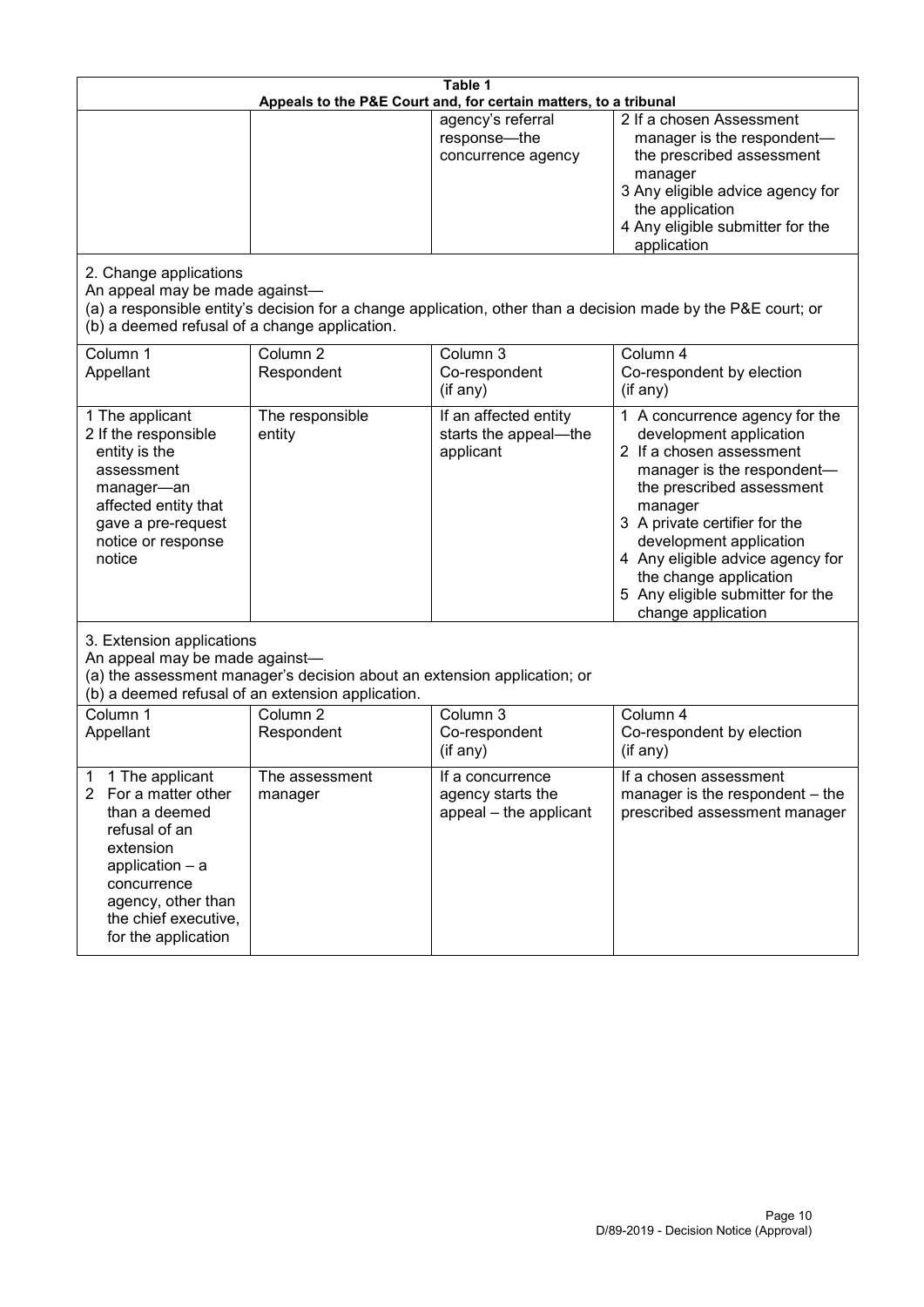**Table 1**
**Appeals to the P&E Court and, for certain matters, to a tribunal**

| | | | |
|---|---|---|---|
| | | agency's referral response—the concurrence agency | 2 If a chosen Assessment manager is the respondent—the prescribed assessment manager<br>3 Any eligible advice agency for the application<br>4 Any eligible submitter for the application |

2. Change applications

An appeal may be made against—

(a) a responsible entity's decision for a change application, other than a decision made by the P&E court; or

(b) a deemed refusal of a change application.

| Column 1<br>Appellant | Column 2<br>Respondent | Column 3<br>Co-respondent<br>(if any) | Column 4<br>Co-respondent by election<br>(if any) |
|---|---|---|---|
| 1 The applicant<br>2 If the responsible entity is the assessment manager—an affected entity that gave a pre-request notice or response notice | The responsible entity | If an affected entity starts the appeal—the applicant | 1 A concurrence agency for the development application<br>2 If a chosen assessment manager is the respondent—the prescribed assessment manager<br>3 A private certifier for the development application<br>4 Any eligible advice agency for the change application<br>5 Any eligible submitter for the change application |

3. Extension applications

An appeal may be made against—

(a) the assessment manager's decision about an extension application; or

(b) a deemed refusal of an extension application.

| Column 1<br>Appellant | Column 2<br>Respondent | Column 3<br>Co-respondent<br>(if any) | Column 4<br>Co-respondent by election<br>(if any) |
|---|---|---|---|
| 1 1 The applicant<br>2 For a matter other than a deemed refusal of an extension application – a concurrence agency, other than the chief executive, for the application | The assessment manager | If a concurrence agency starts the appeal – the applicant | If a chosen assessment manager is the respondent – the prescribed assessment manager |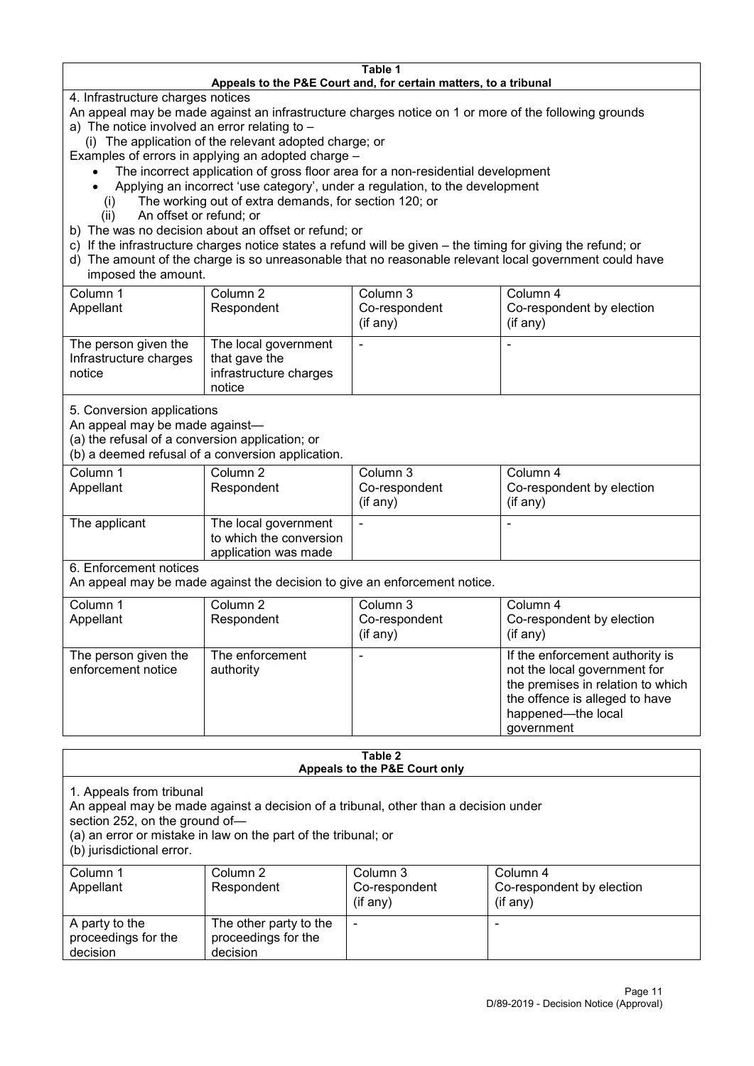**Table 1**
**Appeals to the P&E Court and, for certain matters, to a tribunal**

4. Infrastructure charges notices

An appeal may be made against an infrastructure charges notice on 1 or more of the following grounds

a) The notice involved an error relating to –

  (i) The application of the relevant adopted charge; or

Examples of errors in applying an adopted charge –

- The incorrect application of gross floor area for a non-residential development
- Applying an incorrect 'use category', under a regulation, to the development

  (i) The working out of extra demands, for section 120; or

  (ii) An offset or refund; or

b) The was no decision about an offset or refund; or

c) If the infrastructure charges notice states a refund will be given – the timing for giving the refund; or

d) The amount of the charge is so unreasonable that no reasonable relevant local government could have imposed the amount.

| Column 1 Appellant | Column 2 Respondent | Column 3 Co-respondent (if any) | Column 4 Co-respondent by election (if any) |
|---|---|---|---|
| The person given the Infrastructure charges notice | The local government that gave the infrastructure charges notice | - | - |

5. Conversion applications

An appeal may be made against—

(a) the refusal of a conversion application; or

(b) a deemed refusal of a conversion application.

| Column 1 Appellant | Column 2 Respondent | Column 3 Co-respondent (if any) | Column 4 Co-respondent by election (if any) |
|---|---|---|---|
| The applicant | The local government to which the conversion application was made | - | - |

6. Enforcement notices

An appeal may be made against the decision to give an enforcement notice.

| Column 1 Appellant | Column 2 Respondent | Column 3 Co-respondent (if any) | Column 4 Co-respondent by election (if any) |
|---|---|---|---|
| The person given the enforcement notice | The enforcement authority | - | If the enforcement authority is not the local government for the premises in relation to which the offence is alleged to have happened—the local government |

**Table 2**
**Appeals to the P&E Court only**

1. Appeals from tribunal

An appeal may be made against a decision of a tribunal, other than a decision under section 252, on the ground of—

(a) an error or mistake in law on the part of the tribunal; or

(b) jurisdictional error.

| Column 1 Appellant | Column 2 Respondent | Column 3 Co-respondent (if any) | Column 4 Co-respondent by election (if any) |
|---|---|---|---|
| A party to the proceedings for the decision | The other party to the proceedings for the decision | - | - |

D/89-2019 - Decision Notice (Approval)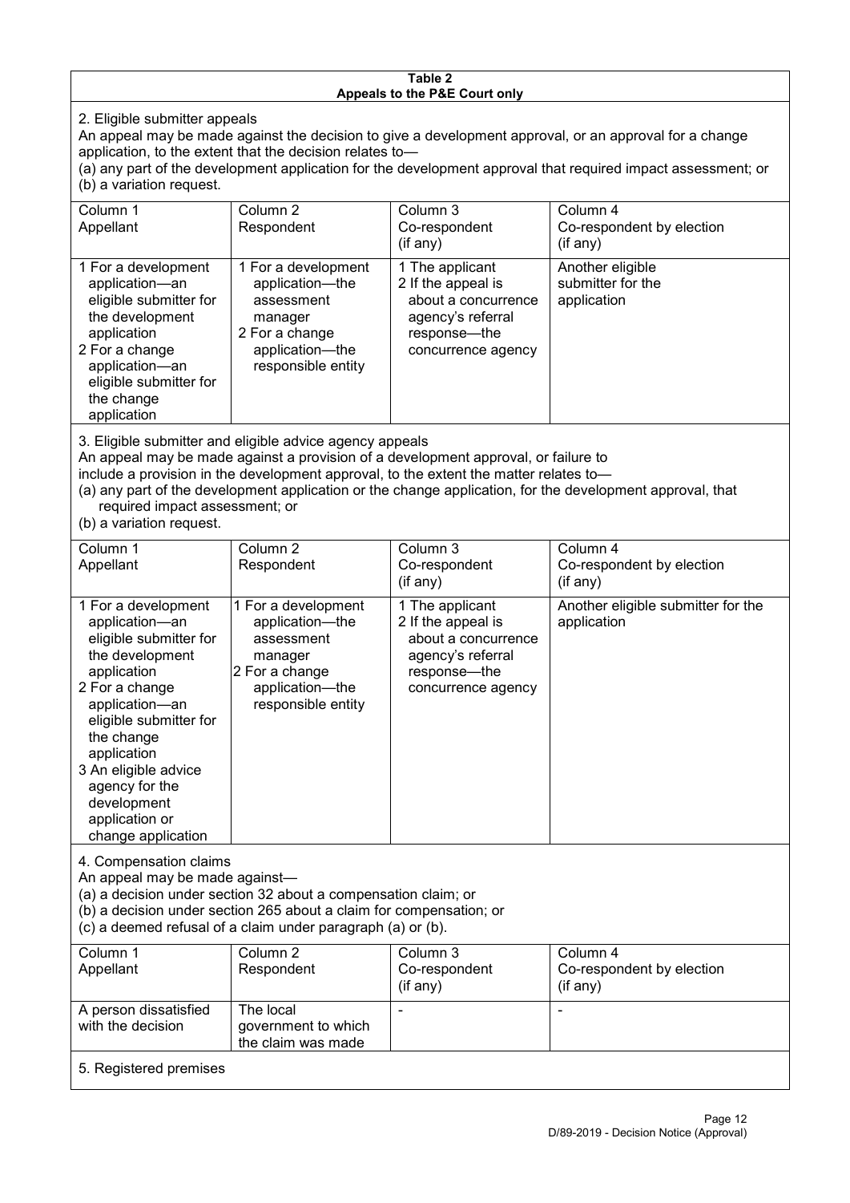**Table 2**
**Appeals to the P&E Court only**

2. Eligible submitter appeals

An appeal may be made against the decision to give a development approval, or an approval for a change application, to the extent that the decision relates to—

(a) any part of the development application for the development approval that required impact assessment; or
(b) a variation request.

| Column 1<br>Appellant | Column 2<br>Respondent | Column 3<br>Co-respondent<br>(if any) | Column 4<br>Co-respondent by election<br>(if any) |
|---|---|---|---|
| 1 For a development application—an eligible submitter for the development application<br>2 For a change application—an eligible submitter for the change application | 1 For a development application—the assessment manager<br>2 For a change application—the responsible entity | 1 The applicant<br>2 If the appeal is about a concurrence agency's referral response—the concurrence agency | Another eligible submitter for the application |

3. Eligible submitter and eligible advice agency appeals

An appeal may be made against a provision of a development approval, or failure to include a provision in the development approval, to the extent the matter relates to—

(a) any part of the development application or the change application, for the development approval, that required impact assessment; or
(b) a variation request.

| Column 1<br>Appellant | Column 2<br>Respondent | Column 3<br>Co-respondent<br>(if any) | Column 4<br>Co-respondent by election<br>(if any) |
|---|---|---|---|
| 1 For a development application—an eligible submitter for the development application<br>2 For a change application—an eligible submitter for the change application<br>3 An eligible advice agency for the development application or change application | 1 For a development application—the assessment manager<br>2 For a change application—the responsible entity | 1 The applicant<br>2 If the appeal is about a concurrence agency's referral response—the concurrence agency | Another eligible submitter for the application |

4. Compensation claims

An appeal may be made against—

(a) a decision under section 32 about a compensation claim; or
(b) a decision under section 265 about a claim for compensation; or
(c) a deemed refusal of a claim under paragraph (a) or (b).

| Column 1<br>Appellant | Column 2<br>Respondent | Column 3<br>Co-respondent<br>(if any) | Column 4<br>Co-respondent by election<br>(if any) |
|---|---|---|---|
| A person dissatisfied with the decision | The local government to which the claim was made | - | - |

5. Registered premises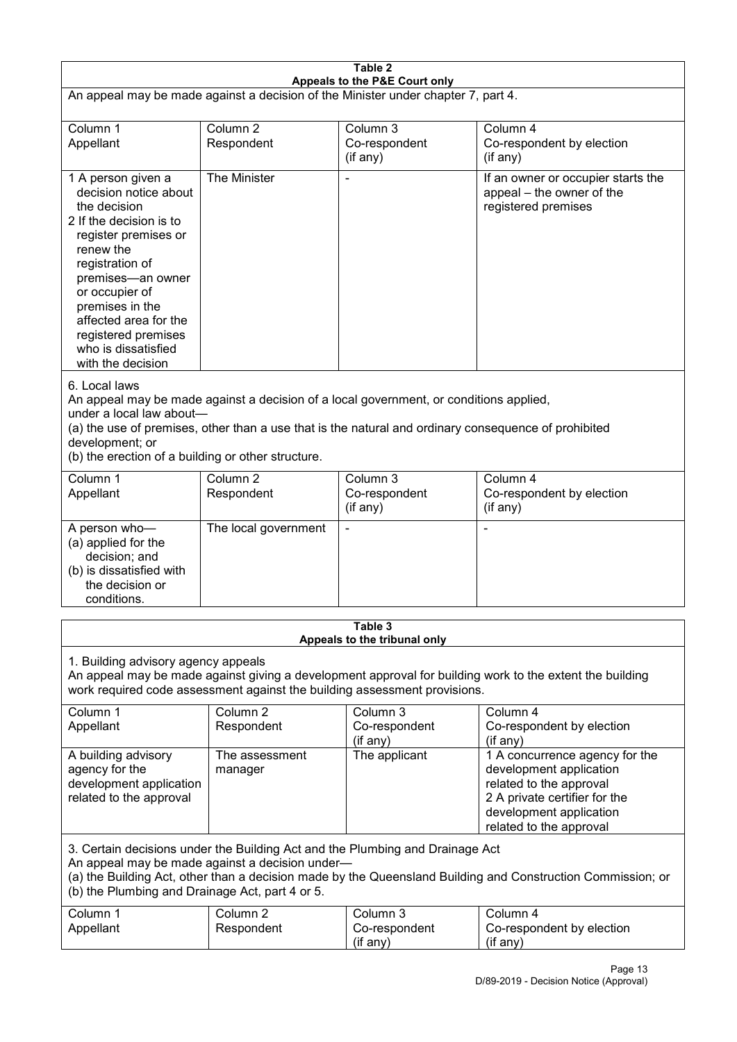**Table 2**
**Appeals to the P&E Court only**

An appeal may be made against a decision of the Minister under chapter 7, part 4.

| Column 1<br>Appellant | Column 2<br>Respondent | Column 3<br>Co-respondent<br>(if any) | Column 4<br>Co-respondent by election<br>(if any) |
|---|---|---|---|
| 1 A person given a decision notice about the decision<br>2 If the decision is to register premises or renew the registration of premises—an owner or occupier of premises in the affected area for the registered premises who is dissatisfied with the decision | The Minister | - | If an owner or occupier starts the appeal – the owner of the registered premises |

6. Local laws

An appeal may be made against a decision of a local government, or conditions applied, under a local law about—

(a) the use of premises, other than a use that is the natural and ordinary consequence of prohibited development; or

(b) the erection of a building or other structure.

| Column 1<br>Appellant | Column 2<br>Respondent | Column 3<br>Co-respondent<br>(if any) | Column 4<br>Co-respondent by election<br>(if any) |
|---|---|---|---|
| A person who—<br>(a) applied for the decision; and<br>(b) is dissatisfied with the decision or conditions. | The local government | - | - |

**Table 3**
**Appeals to the tribunal only**

1. Building advisory agency appeals

An appeal may be made against giving a development approval for building work to the extent the building work required code assessment against the building assessment provisions.

| Column 1<br>Appellant | Column 2<br>Respondent | Column 3<br>Co-respondent<br>(if any) | Column 4<br>Co-respondent by election<br>(if any) |
|---|---|---|---|
| A building advisory agency for the development application related to the approval | The assessment manager | The applicant | 1 A concurrence agency for the development application related to the approval<br>2 A private certifier for the development application related to the approval |

3. Certain decisions under the Building Act and the Plumbing and Drainage Act

An appeal may be made against a decision under—

(a) the Building Act, other than a decision made by the Queensland Building and Construction Commission; or

(b) the Plumbing and Drainage Act, part 4 or 5.

| Column 1<br>Appellant | Column 2<br>Respondent | Column 3<br>Co-respondent<br>(if any) | Column 4<br>Co-respondent by election<br>(if any) |
|---|---|---|---|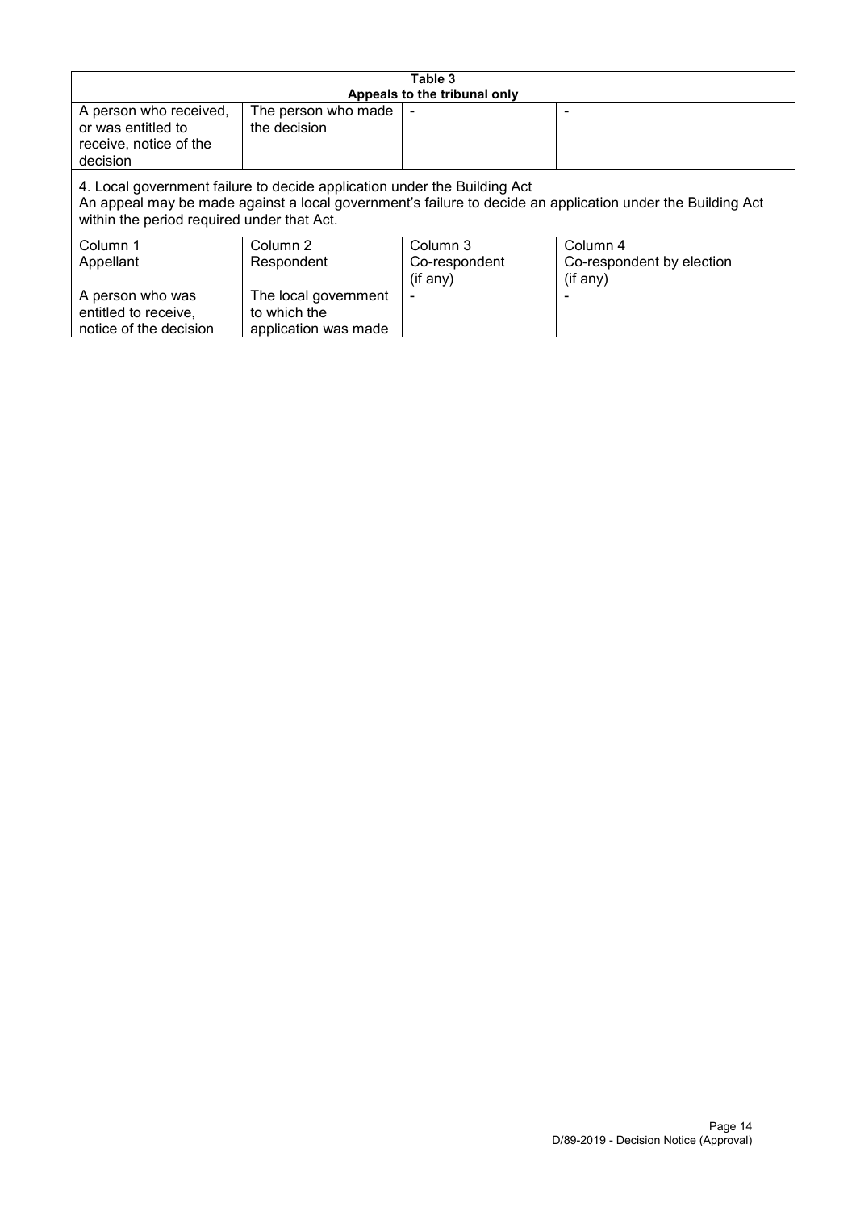**Table 3**
**Appeals to the tribunal only**

| | | | |
|---|---|---|---|
| A person who received, or was entitled to receive, notice of the decision | The person who made the decision | - | - |

4. Local government failure to decide application under the Building Act
An appeal may be made against a local government's failure to decide an application under the Building Act within the period required under that Act.

| Column 1<br>Appellant | Column 2<br>Respondent | Column 3<br>Co-respondent<br>(if any) | Column 4<br>Co-respondent by election<br>(if any) |
|---|---|---|---|
| A person who was entitled to receive, notice of the decision | The local government to which the application was made | - | - |